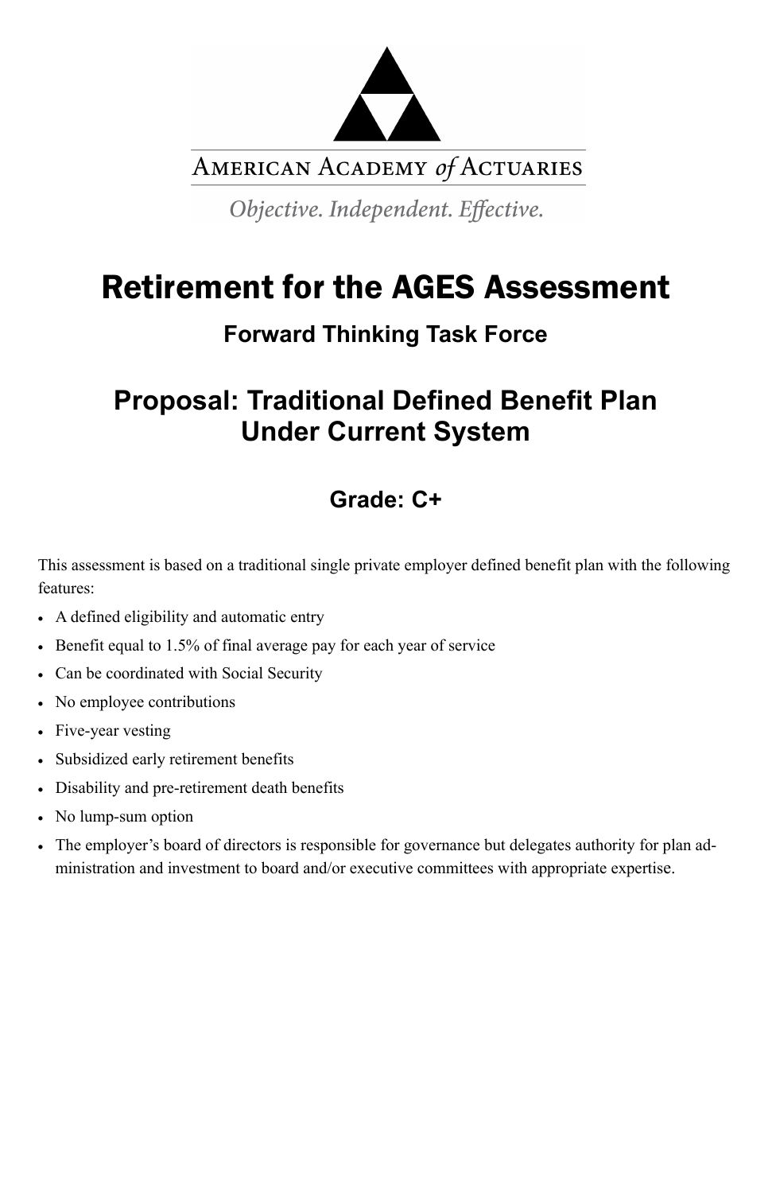American Academy *of* Actuaries

*Objective. Independent. Effective.*

# Retirement for the AGES Assessment

## Forward Thinking Task Force

## Proposal: Traditional Defined Benefit Plan Under Current System

### Grade: C+

This assessment is based on a traditional single private employer defined benefit plan with the following features:

- A defined eligibility and automatic entry
- Benefit equal to 1.5% of final average pay for each year of service
- Can be coordinated with Social Security
- No employee contributions
- Five-year vesting
- Subsidized early retirement benefits
- Disability and pre-retirement death benefits
- No lump-sum option
- The employer's board of directors is responsible for governance but delegates authority for plan administration and investment to board and/or executive committees with appropriate expertise.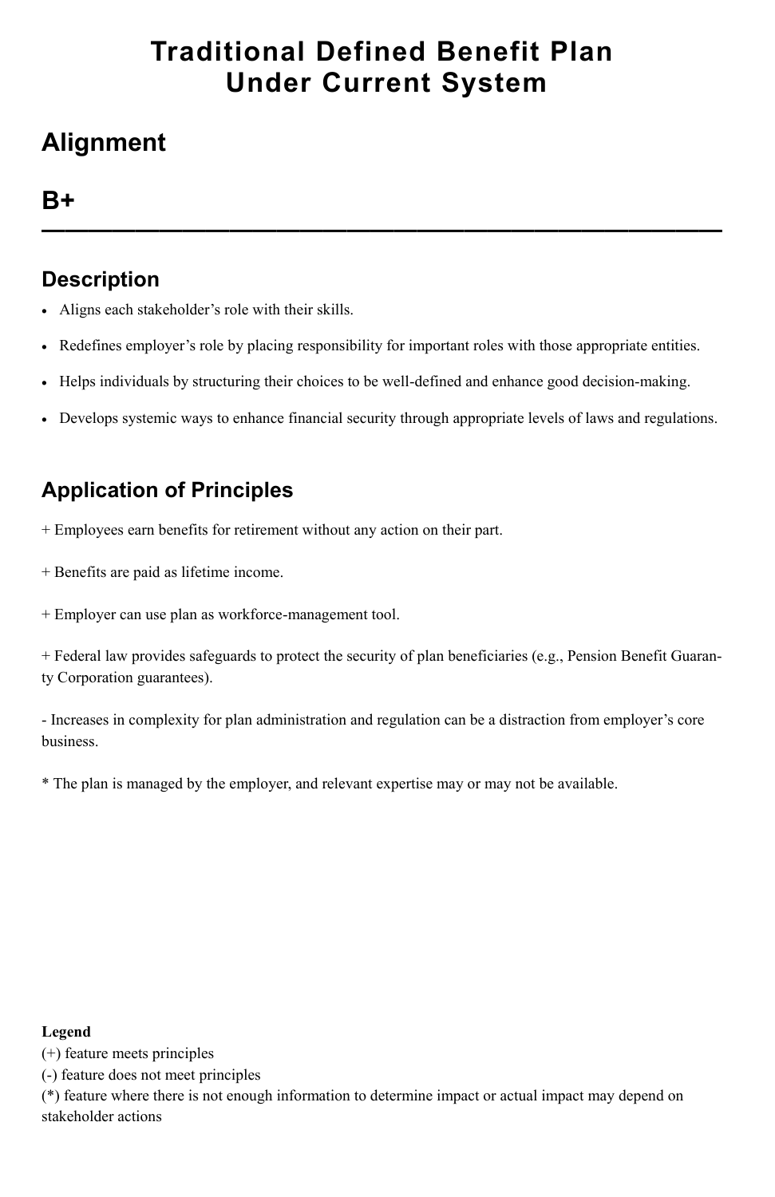# Traditional Defined Benefit Plan Under Current System

## Alignment

## B+

---

### Description

- Aligns each stakeholder's role with their skills.
- Redefines employer's role by placing responsibility for important roles with those appropriate entities.
- Helps individuals by structuring their choices to be well-defined and enhance good decision-making.
- Develops systemic ways to enhance financial security through appropriate levels of laws and regulations.

### Application of Principles

+ Employees earn benefits for retirement without any action on their part.

+ Benefits are paid as lifetime income.

+ Employer can use plan as workforce-management tool.

+ Federal law provides safeguards to protect the security of plan beneficiaries (e.g., Pension Benefit Guaranty Corporation guarantees).

- Increases in complexity for plan administration and regulation can be a distraction from employer's core business.

* The plan is managed by the employer, and relevant expertise may or may not be available.

**Legend**
(+) feature meets principles
(-) feature does not meet principles
(*) feature where there is not enough information to determine impact or actual impact may depend on stakeholder actions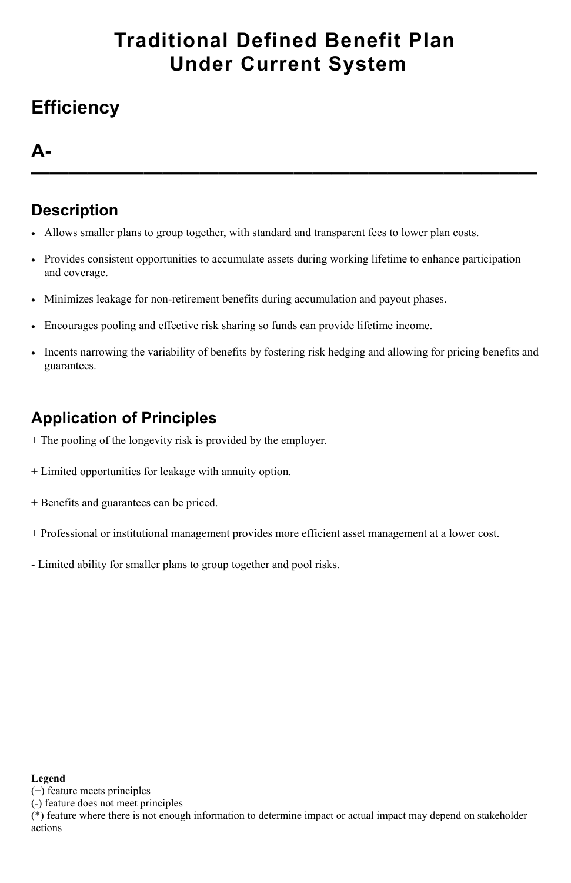# Traditional Defined Benefit Plan Under Current System

## Efficiency

## A-

---

### Description

- Allows smaller plans to group together, with standard and transparent fees to lower plan costs.
- Provides consistent opportunities to accumulate assets during working lifetime to enhance participation and coverage.
- Minimizes leakage for non-retirement benefits during accumulation and payout phases.
- Encourages pooling and effective risk sharing so funds can provide lifetime income.
- Incents narrowing the variability of benefits by fostering risk hedging and allowing for pricing benefits and guarantees.

### Application of Principles

+ The pooling of the longevity risk is provided by the employer.

+ Limited opportunities for leakage with annuity option.

+ Benefits and guarantees can be priced.

+ Professional or institutional management provides more efficient asset management at a lower cost.

- Limited ability for smaller plans to group together and pool risks.

**Legend**
(+) feature meets principles
(-) feature does not meet principles
(*) feature where there is not enough information to determine impact or actual impact may depend on stakeholder actions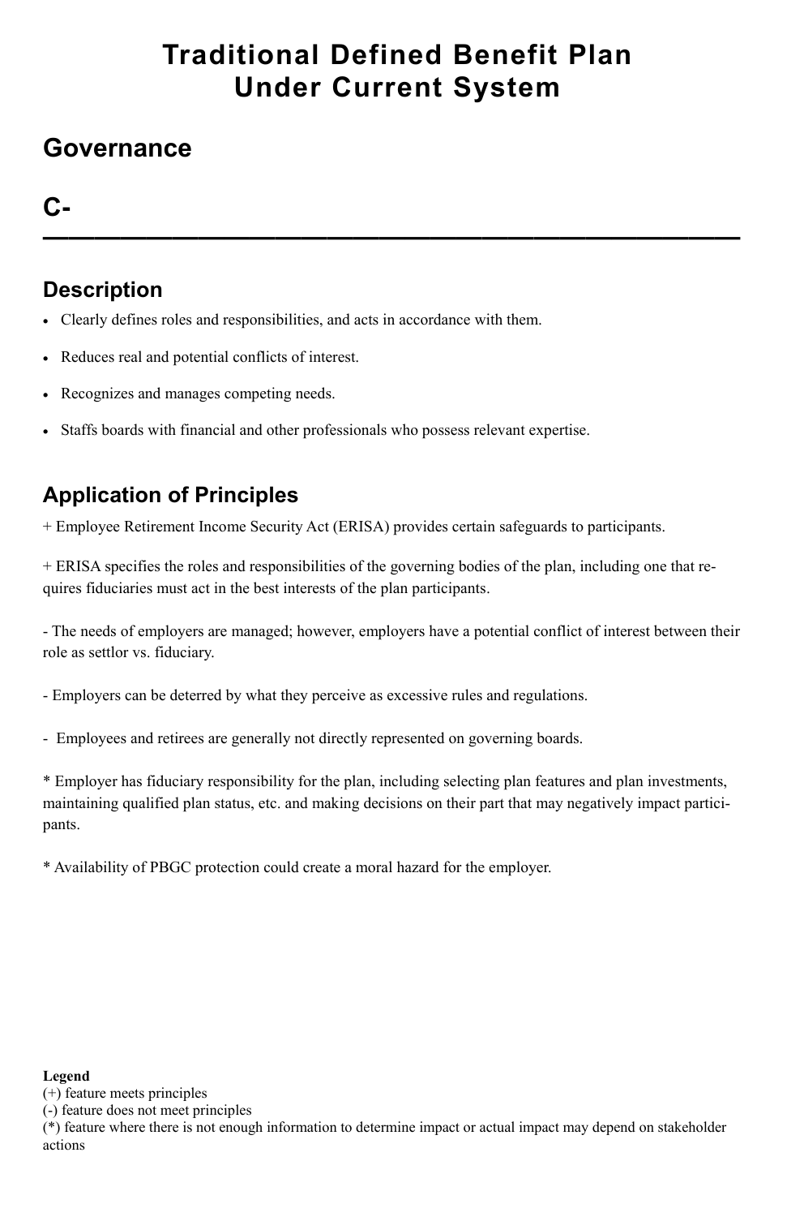# Traditional Defined Benefit Plan Under Current System

## Governance

## C-

---

### Description

- Clearly defines roles and responsibilities, and acts in accordance with them.
- Reduces real and potential conflicts of interest.
- Recognizes and manages competing needs.
- Staffs boards with financial and other professionals who possess relevant expertise.

### Application of Principles

+ Employee Retirement Income Security Act (ERISA) provides certain safeguards to participants.

+ ERISA specifies the roles and responsibilities of the governing bodies of the plan, including one that requires fiduciaries must act in the best interests of the plan participants.

- The needs of employers are managed; however, employers have a potential conflict of interest between their role as settlor vs. fiduciary.

- Employers can be deterred by what they perceive as excessive rules and regulations.

- Employees and retirees are generally not directly represented on governing boards.

* Employer has fiduciary responsibility for the plan, including selecting plan features and plan investments, maintaining qualified plan status, etc. and making decisions on their part that may negatively impact participants.

* Availability of PBGC protection could create a moral hazard for the employer.

**Legend**
(+) feature meets principles
(-) feature does not meet principles
(*) feature where there is not enough information to determine impact or actual impact may depend on stakeholder actions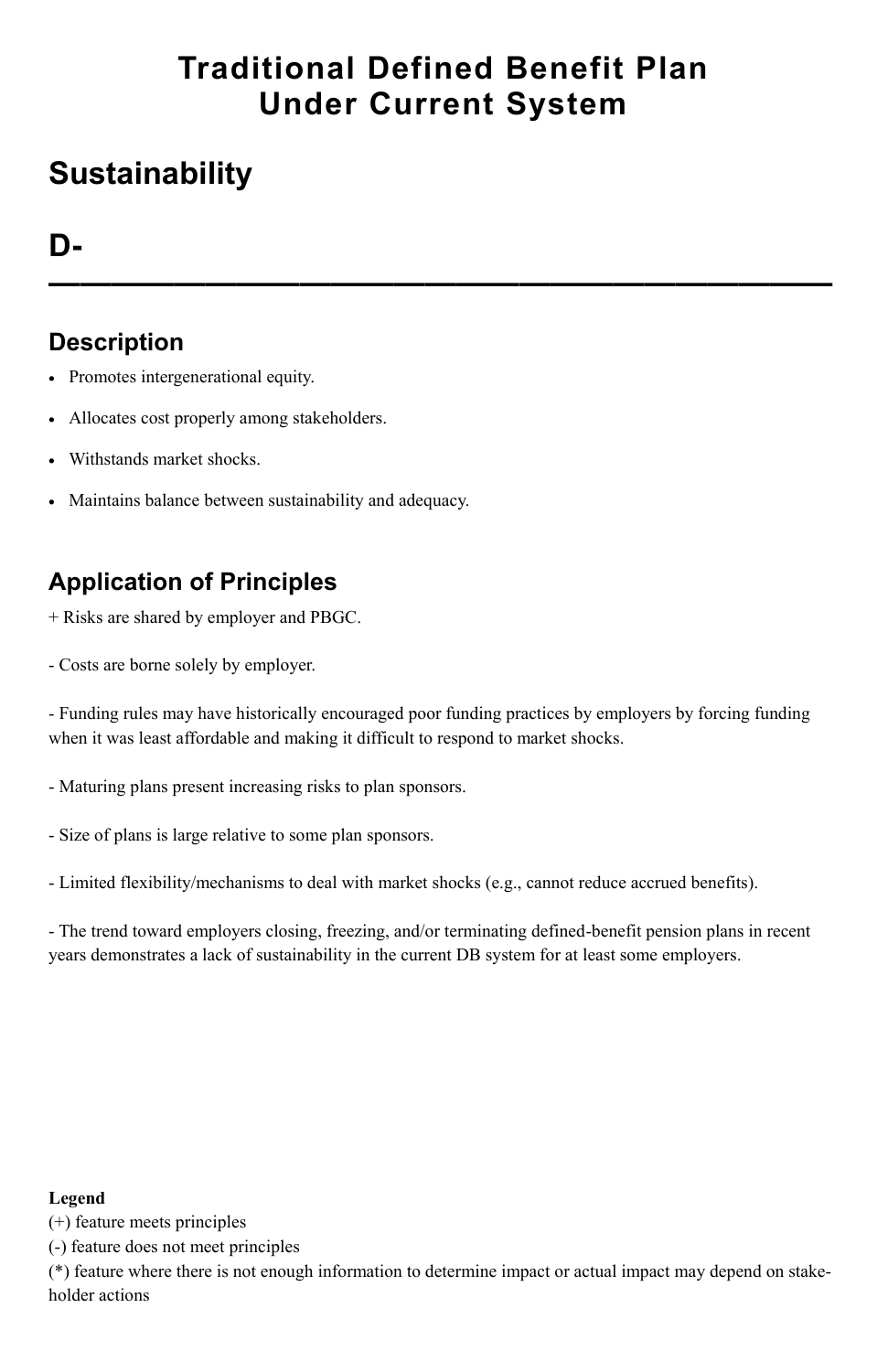# Traditional Defined Benefit Plan Under Current System

## Sustainability

## D-

---

### Description

- Promotes intergenerational equity.
- Allocates cost properly among stakeholders.
- Withstands market shocks.
- Maintains balance between sustainability and adequacy.

### Application of Principles

+ Risks are shared by employer and PBGC.

- Costs are borne solely by employer.

- Funding rules may have historically encouraged poor funding practices by employers by forcing funding when it was least affordable and making it difficult to respond to market shocks.

- Maturing plans present increasing risks to plan sponsors.

- Size of plans is large relative to some plan sponsors.

- Limited flexibility/mechanisms to deal with market shocks (e.g., cannot reduce accrued benefits).

- The trend toward employers closing, freezing, and/or terminating defined-benefit pension plans in recent years demonstrates a lack of sustainability in the current DB system for at least some employers.

**Legend**
(+) feature meets principles
(-) feature does not meet principles
(*) feature where there is not enough information to determine impact or actual impact may depend on stakeholder actions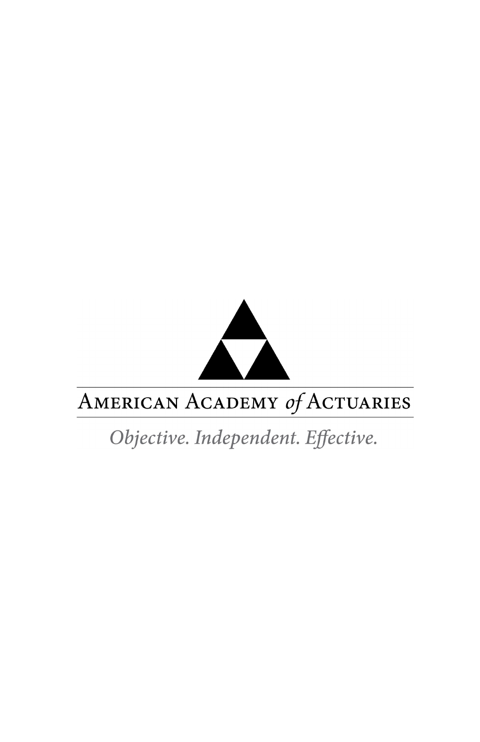American Academy *of* Actuaries

*Objective. Independent. Effective.*